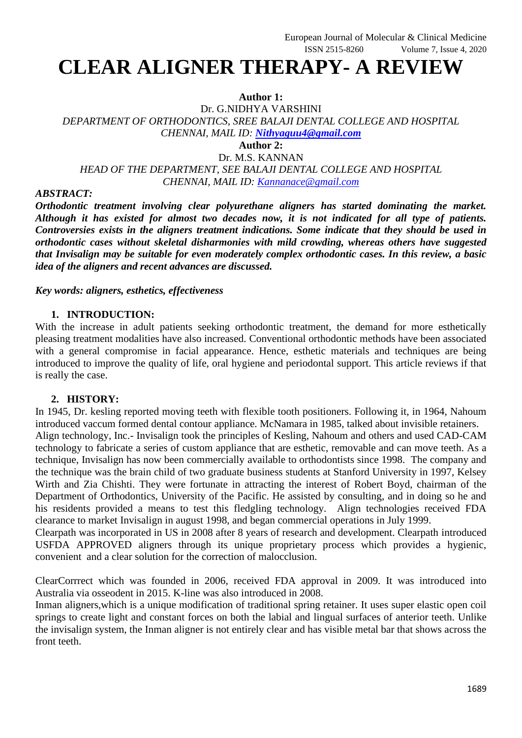# CLEAR ALIGNER THERAPY- A REVIEW

**Author 1:**

Dr. G.NIDHYA VARSHINI

*DEPARTMENT OF ORTHODONTICS, SREE BALAJI DENTAL COLLEGE AND HOSPITAL CHENNAI, MAIL ID: **Nithyaguu4@gmail.com***

**Author 2:**

Dr. M.S. KANNAN

*HEAD OF THE DEPARTMENT, SEE BALAJI DENTAL COLLEGE AND HOSPITAL CHENNAI, MAIL ID: Kannanace@gmail.com*

***ABSTRACT:***

***Orthodontic treatment involving clear polyurethane aligners has started dominating the market. Although it has existed for almost two decades now, it is not indicated for all type of patients. Controversies exists in the aligners treatment indications. Some indicate that they should be used in orthodontic cases without skeletal disharmonies with mild crowding, whereas others have suggested that Invisalign may be suitable for even moderately complex orthodontic cases. In this review, a basic idea of the aligners and recent advances are discussed.***

***Key words: aligners, esthetics, effectiveness***

## 1. INTRODUCTION:

With the increase in adult patients seeking orthodontic treatment, the demand for more esthetically pleasing treatment modalities have also increased. Conventional orthodontic methods have been associated with a general compromise in facial appearance. Hence, esthetic materials and techniques are being introduced to improve the quality of life, oral hygiene and periodontal support. This article reviews if that is really the case.

## 2. HISTORY:

In 1945, Dr. kesling reported moving teeth with flexible tooth positioners. Following it, in 1964, Nahoum introduced vaccum formed dental contour appliance. McNamara in 1985, talked about invisible retainers.

Align technology, Inc.- Invisalign took the principles of Kesling, Nahoum and others and used CAD-CAM technology to fabricate a series of custom appliance that are esthetic, removable and can move teeth. As a technique, Invisalign has now been commercially available to orthodontists since 1998. The company and the technique was the brain child of two graduate business students at Stanford University in 1997, Kelsey Wirth and Zia Chishti. They were fortunate in attracting the interest of Robert Boyd, chairman of the Department of Orthodontics, University of the Pacific. He assisted by consulting, and in doing so he and his residents provided a means to test this fledgling technology. Align technologies received FDA clearance to market Invisalign in august 1998, and began commercial operations in July 1999.

Clearpath was incorporated in US in 2008 after 8 years of research and development. Clearpath introduced USFDA APPROVED aligners through its unique proprietary process which provides a hygienic, convenient and a clear solution for the correction of malocclusion.

ClearCorrrect which was founded in 2006, received FDA approval in 2009. It was introduced into Australia via osseodent in 2015. K-line was also introduced in 2008.

Inman aligners,which is a unique modification of traditional spring retainer. It uses super elastic open coil springs to create light and constant forces on both the labial and lingual surfaces of anterior teeth. Unlike the invisalign system, the Inman aligner is not entirely clear and has visible metal bar that shows across the front teeth.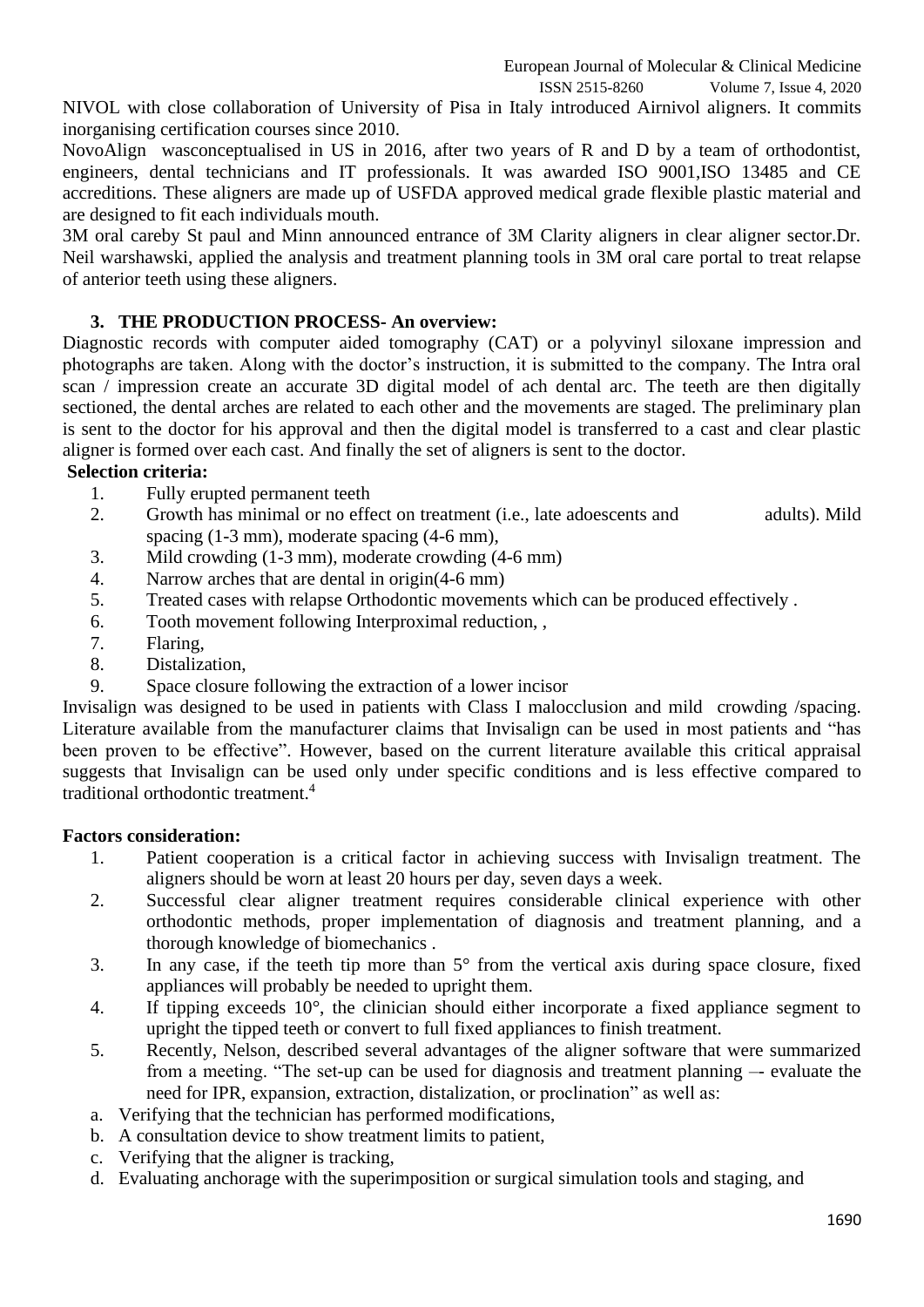NIVOL with close collaboration of University of Pisa in Italy introduced Airnivol aligners. It commits inorganising certification courses since 2010.

NovoAlign wasconceptualised in US in 2016, after two years of R and D by a team of orthodontist, engineers, dental technicians and IT professionals. It was awarded ISO 9001,ISO 13485 and CE accreditions. These aligners are made up of USFDA approved medical grade flexible plastic material and are designed to fit each individuals mouth.

3M oral careby St paul and Minn announced entrance of 3M Clarity aligners in clear aligner sector.Dr. Neil warshawski, applied the analysis and treatment planning tools in 3M oral care portal to treat relapse of anterior teeth using these aligners.

## 3. THE PRODUCTION PROCESS- An overview:

Diagnostic records with computer aided tomography (CAT) or a polyvinyl siloxane impression and photographs are taken. Along with the doctor's instruction, it is submitted to the company. The Intra oral scan / impression create an accurate 3D digital model of ach dental arc. The teeth are then digitally sectioned, the dental arches are related to each other and the movements are staged. The preliminary plan is sent to the doctor for his approval and then the digital model is transferred to a cast and clear plastic aligner is formed over each cast. And finally the set of aligners is sent to the doctor.

**Selection criteria:**

1. Fully erupted permanent teeth
2. Growth has minimal or no effect on treatment (i.e., late adoescents and adults). Mild spacing (1-3 mm), moderate spacing (4-6 mm),
3. Mild crowding (1-3 mm), moderate crowding (4-6 mm)
4. Narrow arches that are dental in origin(4-6 mm)
5. Treated cases with relapse Orthodontic movements which can be produced effectively .
6. Tooth movement following Interproximal reduction, ,
7. Flaring,
8. Distalization,
9. Space closure following the extraction of a lower incisor

Invisalign was designed to be used in patients with Class I malocclusion and mild crowding /spacing. Literature available from the manufacturer claims that Invisalign can be used in most patients and "has been proven to be effective". However, based on the current literature available this critical appraisal suggests that Invisalign can be used only under specific conditions and is less effective compared to traditional orthodontic treatment.[4]

**Factors consideration:**

1. Patient cooperation is a critical factor in achieving success with Invisalign treatment. The aligners should be worn at least 20 hours per day, seven days a week.
2. Successful clear aligner treatment requires considerable clinical experience with other orthodontic methods, proper implementation of diagnosis and treatment planning, and a thorough knowledge of biomechanics .
3. In any case, if the teeth tip more than 5° from the vertical axis during space closure, fixed appliances will probably be needed to upright them.
4. If tipping exceeds 10°, the clinician should either incorporate a fixed appliance segment to upright the tipped teeth or convert to full fixed appliances to finish treatment.
5. Recently, Nelson, described several advantages of the aligner software that were summarized from a meeting. "The set-up can be used for diagnosis and treatment planning –- evaluate the need for IPR, expansion, extraction, distalization, or proclination" as well as:

a. Verifying that the technician has performed modifications,
b. A consultation device to show treatment limits to patient,
c. Verifying that the aligner is tracking,
d. Evaluating anchorage with the superimposition or surgical simulation tools and staging, and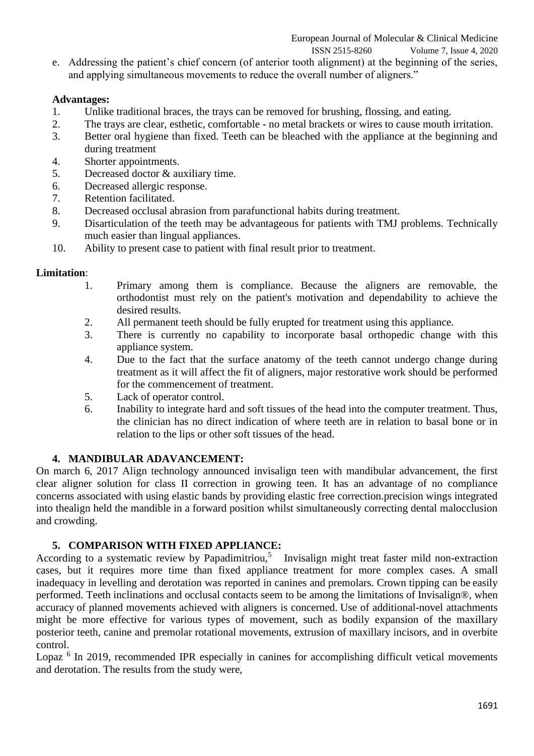e. Addressing the patient's chief concern (of anterior tooth alignment) at the beginning of the series, and applying simultaneous movements to reduce the overall number of aligners."

**Advantages:**

1. Unlike traditional braces, the trays can be removed for brushing, flossing, and eating.
2. The trays are clear, esthetic, comfortable - no metal brackets or wires to cause mouth irritation.
3. Better oral hygiene than fixed. Teeth can be bleached with the appliance at the beginning and during treatment
4. Shorter appointments.
5. Decreased doctor & auxiliary time.
6. Decreased allergic response.
7. Retention facilitated.
8. Decreased occlusal abrasion from parafunctional habits during treatment.
9. Disarticulation of the teeth may be advantageous for patients with TMJ problems. Technically much easier than lingual appliances.
10. Ability to present case to patient with final result prior to treatment.

**Limitation**:

1. Primary among them is compliance. Because the aligners are removable, the orthodontist must rely on the patient's motivation and dependability to achieve the desired results.
2. All permanent teeth should be fully erupted for treatment using this appliance.
3. There is currently no capability to incorporate basal orthopedic change with this appliance system.
4. Due to the fact that the surface anatomy of the teeth cannot undergo change during treatment as it will affect the fit of aligners, major restorative work should be performed for the commencement of treatment.
5. Lack of operator control.
6. Inability to integrate hard and soft tissues of the head into the computer treatment. Thus, the clinician has no direct indication of where teeth are in relation to basal bone or in relation to the lips or other soft tissues of the head.

## 4. MANDIBULAR ADAVANCEMENT:

On march 6, 2017 Align technology announced invisalign teen with mandibular advancement, the first clear aligner solution for class II correction in growing teen. It has an advantage of no compliance concerns associated with using elastic bands by providing elastic free correction.precision wings integrated into thealign held the mandible in a forward position whilst simultaneously correcting dental malocclusion and crowding.

## 5. COMPARISON WITH FIXED APPLIANCE:

According to a systematic review by Papadimitriou,[5] Invisalign might treat faster mild non-extraction cases, but it requires more time than fixed appliance treatment for more complex cases. A small inadequacy in levelling and derotation was reported in canines and premolars. Crown tipping can be easily performed. Teeth inclinations and occlusal contacts seem to be among the limitations of Invisalign®, when accuracy of planned movements achieved with aligners is concerned. Use of additional-novel attachments might be more effective for various types of movement, such as bodily expansion of the maxillary posterior teeth, canine and premolar rotational movements, extrusion of maxillary incisors, and in overbite control.

Lopaz [6] In 2019, recommended IPR especially in canines for accomplishing difficult vetical movements and derotation. The results from the study were,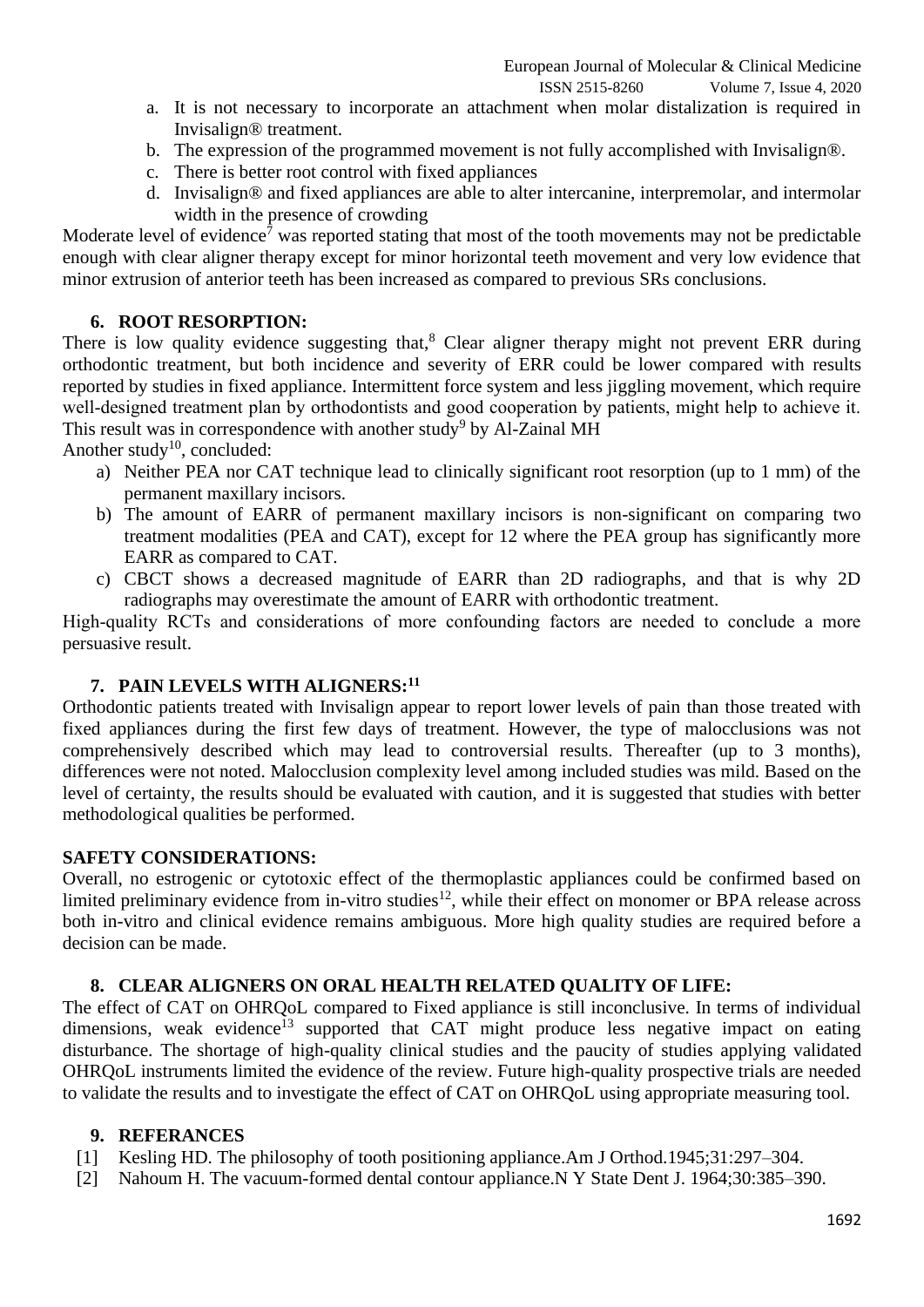a. It is not necessary to incorporate an attachment when molar distalization is required in Invisalign® treatment.
b. The expression of the programmed movement is not fully accomplished with Invisalign®.
c. There is better root control with fixed appliances
d. Invisalign® and fixed appliances are able to alter intercanine, interpremolar, and intermolar width in the presence of crowding

Moderate level of evidence[7] was reported stating that most of the tooth movements may not be predictable enough with clear aligner therapy except for minor horizontal teeth movement and very low evidence that minor extrusion of anterior teeth has been increased as compared to previous SRs conclusions.

## 6. ROOT RESORPTION:

There is low quality evidence suggesting that,[8] Clear aligner therapy might not prevent ERR during orthodontic treatment, but both incidence and severity of ERR could be lower compared with results reported by studies in fixed appliance. Intermittent force system and less jiggling movement, which require well-designed treatment plan by orthodontists and good cooperation by patients, might help to achieve it. This result was in correspondence with another study[9] by Al-Zainal MH

Another study[10], concluded:

a) Neither PEA nor CAT technique lead to clinically significant root resorption (up to 1 mm) of the permanent maxillary incisors.
b) The amount of EARR of permanent maxillary incisors is non-significant on comparing two treatment modalities (PEA and CAT), except for 12 where the PEA group has significantly more EARR as compared to CAT.
c) CBCT shows a decreased magnitude of EARR than 2D radiographs, and that is why 2D radiographs may overestimate the amount of EARR with orthodontic treatment.

High-quality RCTs and considerations of more confounding factors are needed to conclude a more persuasive result.

## 7. PAIN LEVELS WITH ALIGNERS:[11]

Orthodontic patients treated with Invisalign appear to report lower levels of pain than those treated with fixed appliances during the first few days of treatment. However, the type of malocclusions was not comprehensively described which may lead to controversial results. Thereafter (up to 3 months), differences were not noted. Malocclusion complexity level among included studies was mild. Based on the level of certainty, the results should be evaluated with caution, and it is suggested that studies with better methodological qualities be performed.

## SAFETY CONSIDERATIONS:

Overall, no estrogenic or cytotoxic effect of the thermoplastic appliances could be confirmed based on limited preliminary evidence from in-vitro studies[12], while their effect on monomer or BPA release across both in-vitro and clinical evidence remains ambiguous. More high quality studies are required before a decision can be made.

## 8. CLEAR ALIGNERS ON ORAL HEALTH RELATED QUALITY OF LIFE:

The effect of CAT on OHRQoL compared to Fixed appliance is still inconclusive. In terms of individual dimensions, weak evidence[13] supported that CAT might produce less negative impact on eating disturbance. The shortage of high-quality clinical studies and the paucity of studies applying validated OHRQoL instruments limited the evidence of the review. Future high-quality prospective trials are needed to validate the results and to investigate the effect of CAT on OHRQoL using appropriate measuring tool.

## 9. REFERANCES

[1] Kesling HD. The philosophy of tooth positioning appliance.Am J Orthod.1945;31:297–304.
[2] Nahoum H. The vacuum-formed dental contour appliance.N Y State Dent J. 1964;30:385–390.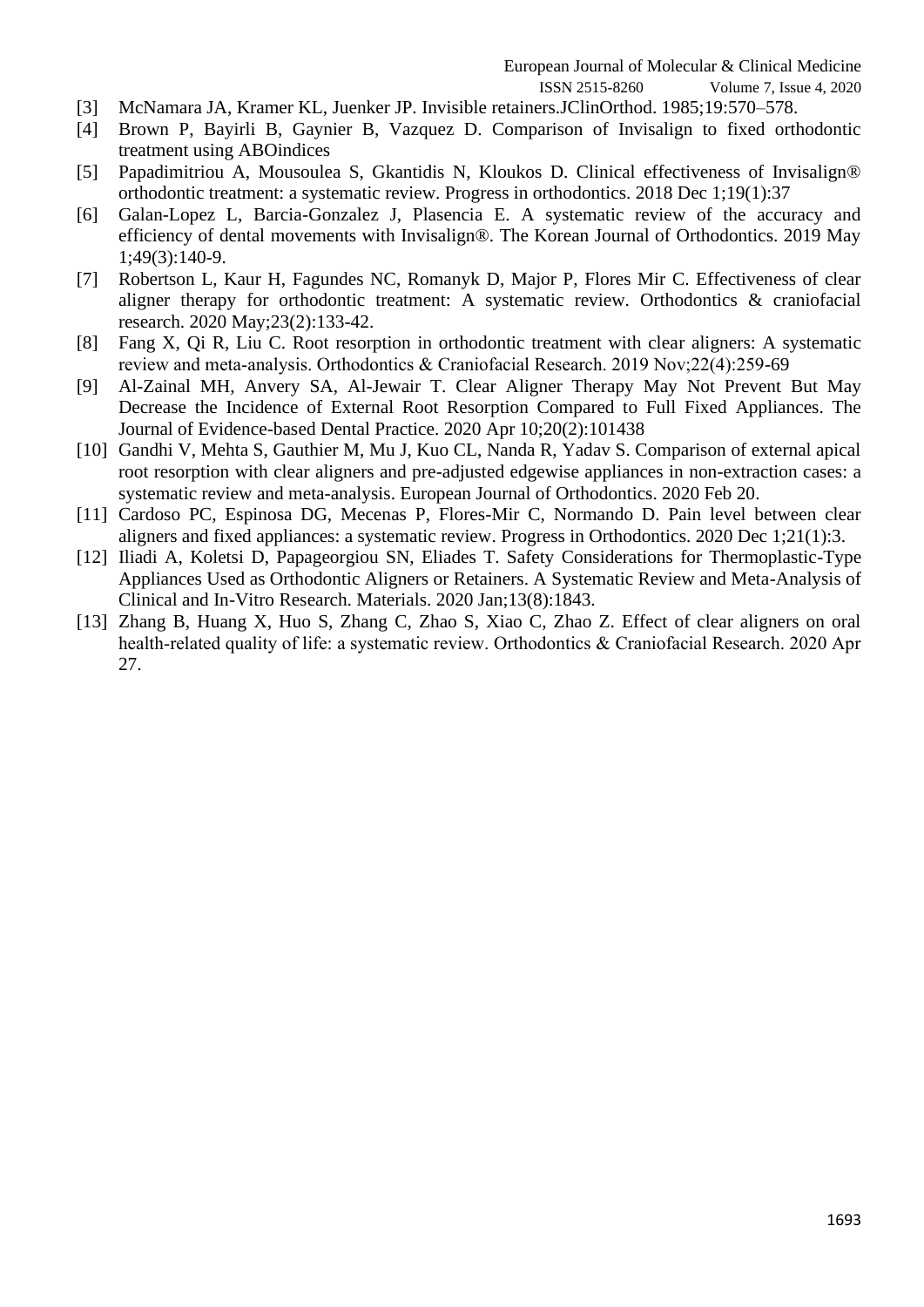[3] McNamara JA, Kramer KL, Juenker JP. Invisible retainers.JClinOrthod. 1985;19:570–578.

[4] Brown P, Bayirli B, Gaynier B, Vazquez D. Comparison of Invisalign to fixed orthodontic treatment using ABOindices

[5] Papadimitriou A, Mousoulea S, Gkantidis N, Kloukos D. Clinical effectiveness of Invisalign® orthodontic treatment: a systematic review. Progress in orthodontics. 2018 Dec 1;19(1):37

[6] Galan-Lopez L, Barcia-Gonzalez J, Plasencia E. A systematic review of the accuracy and efficiency of dental movements with Invisalign®. The Korean Journal of Orthodontics. 2019 May 1;49(3):140-9.

[7] Robertson L, Kaur H, Fagundes NC, Romanyk D, Major P, Flores Mir C. Effectiveness of clear aligner therapy for orthodontic treatment: A systematic review. Orthodontics & craniofacial research. 2020 May;23(2):133-42.

[8] Fang X, Qi R, Liu C. Root resorption in orthodontic treatment with clear aligners: A systematic review and meta-analysis. Orthodontics & Craniofacial Research. 2019 Nov;22(4):259-69

[9] Al-Zainal MH, Anvery SA, Al-Jewair T. Clear Aligner Therapy May Not Prevent But May Decrease the Incidence of External Root Resorption Compared to Full Fixed Appliances. The Journal of Evidence-based Dental Practice. 2020 Apr 10;20(2):101438

[10] Gandhi V, Mehta S, Gauthier M, Mu J, Kuo CL, Nanda R, Yadav S. Comparison of external apical root resorption with clear aligners and pre-adjusted edgewise appliances in non-extraction cases: a systematic review and meta-analysis. European Journal of Orthodontics. 2020 Feb 20.

[11] Cardoso PC, Espinosa DG, Mecenas P, Flores-Mir C, Normando D. Pain level between clear aligners and fixed appliances: a systematic review. Progress in Orthodontics. 2020 Dec 1;21(1):3.

[12] Iliadi A, Koletsi D, Papageorgiou SN, Eliades T. Safety Considerations for Thermoplastic-Type Appliances Used as Orthodontic Aligners or Retainers. A Systematic Review and Meta-Analysis of Clinical and In-Vitro Research. Materials. 2020 Jan;13(8):1843.

[13] Zhang B, Huang X, Huo S, Zhang C, Zhao S, Xiao C, Zhao Z. Effect of clear aligners on oral health-related quality of life: a systematic review. Orthodontics & Craniofacial Research. 2020 Apr 27.